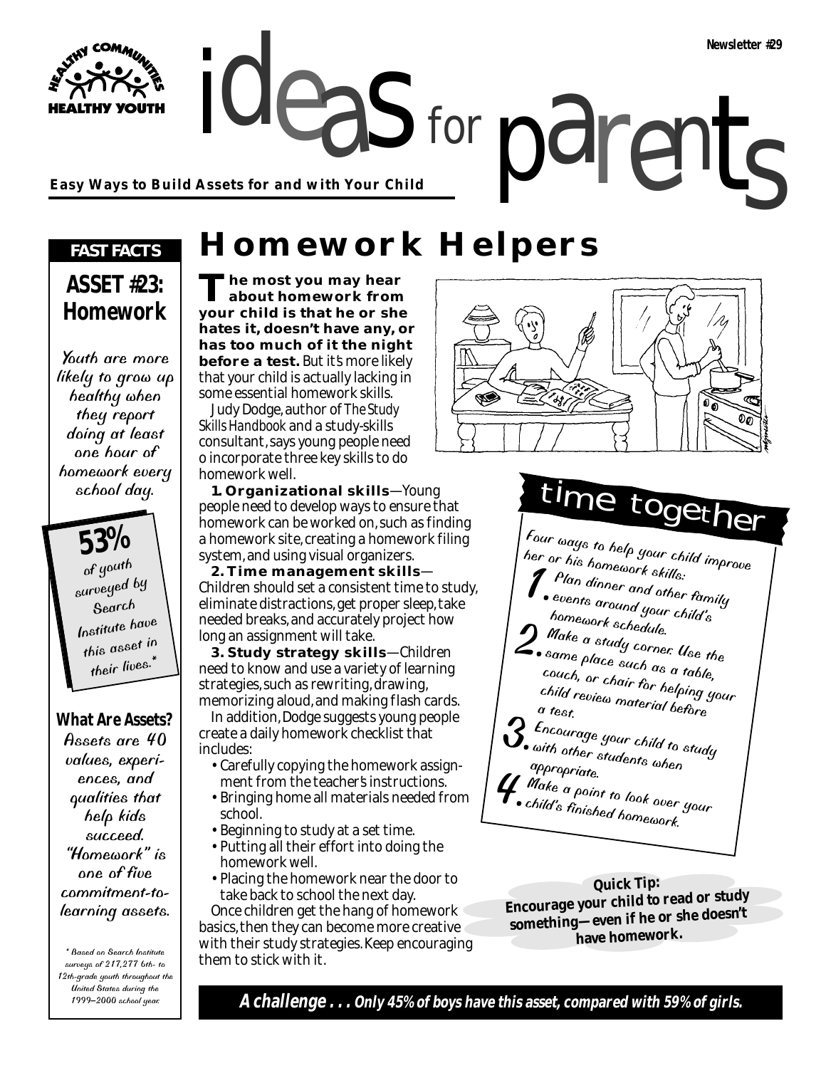HEALTHY COMMUNITIES • HEALTHY YOUTH

# ideas for parents

Newsletter #29

**Easy Ways to Build Assets for and with Your Child**

## Homework Helpers

**The most you may hear about homework from your child is that he or she hates it, doesn't have any, or has too much of it the night before a test.** But it's more likely that your child is actually lacking in some essential homework skills.

Judy Dodge, author of *The Study Skills Handbook* and a study-skills consultant, says young people need o incorporate three key skills to do homework well.

**1. Organizational skills**—Young people need to develop ways to ensure that homework can be worked on, such as finding a homework site, creating a homework filing system, and using visual organizers.

**2. Time management skills**—Children should set a consistent time to study, eliminate distractions, get proper sleep, take needed breaks, and accurately project how long an assignment will take.

**3. Study strategy skills**—Children need to know and use a variety of learning strategies, such as rewriting, drawing, memorizing aloud, and making flash cards.

In addition, Dodge suggests young people create a daily homework checklist that includes:

- Carefully copying the homework assignment from the teacher's instructions.
- Bringing home all materials needed from school.
- Beginning to study at a set time.
- Putting all their effort into doing the homework well.
- Placing the homework near the door to take back to school the next day.

Once children get the hang of homework basics, then they can become more creative with their study strategies. Keep encouraging them to stick with it.

### time together

Four ways to help your child improve her or his homework skills:

1. Plan dinner and other family events around your child's homework schedule.
2. Make a study corner. Use the same place such as a table, couch, or chair for helping your child review material before a test.
3. Encourage your child to study with other students when appropriate.
4. Make a point to look over your child's finished homework.

**Quick Tip:**
**Encourage your child to read or study something—even if he or she doesn't have homework.**

### FAST FACTS

**ASSET #23: Homework**

Youth are more likely to grow up healthy when they report doing at least one hour of homework every school day.

**53%** of youth surveyed by Search Institute have this asset in their lives.*

**What Are Assets?**

Assets are 40 values, experiences, and qualities that help kids succeed. "Homework" is one of five commitment-to-learning assets.

\* Based on Search Institute surveys of 217,277 6th- to 12th-grade youth throughout the United States during the 1999–2000 school year.

***A challenge . . . Only 45% of boys have this asset, compared with 59% of girls.***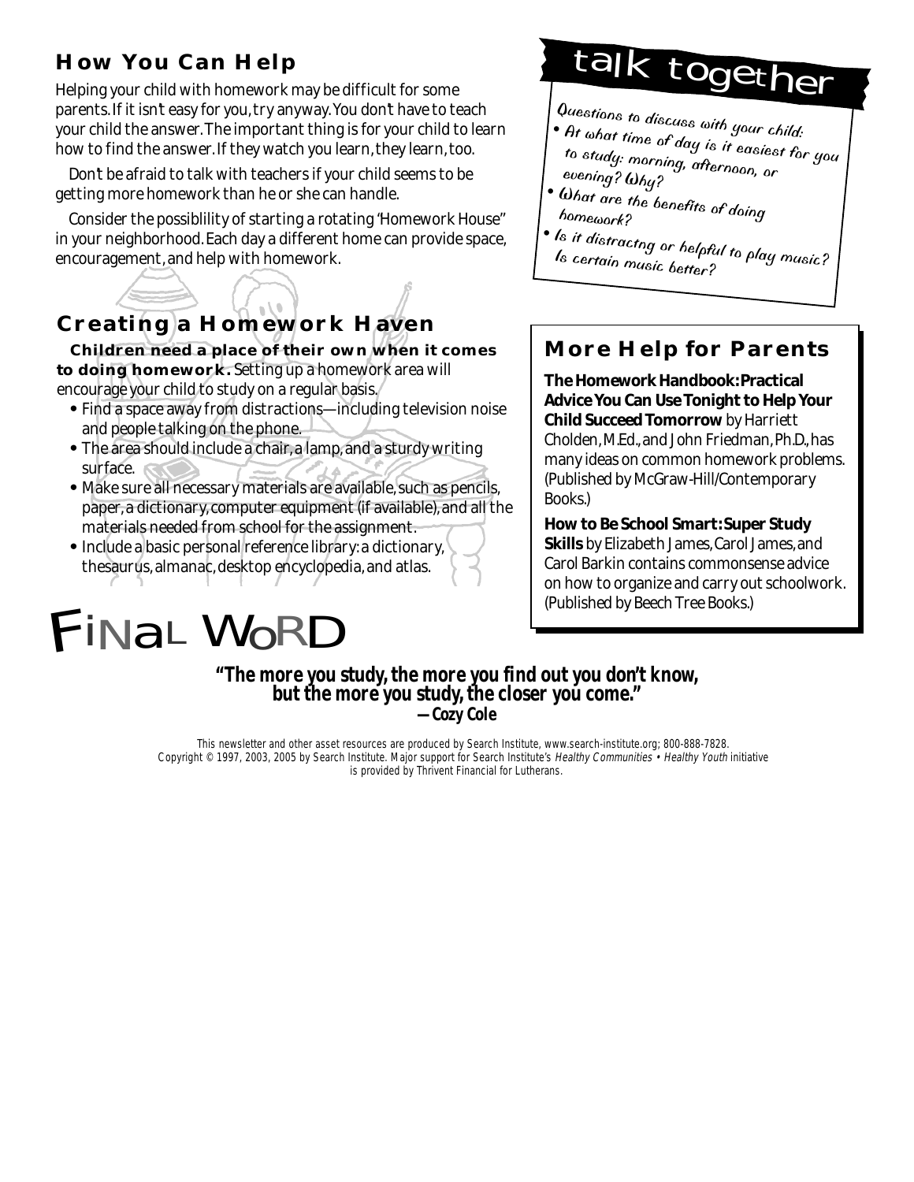## How You Can Help

Helping your child with homework may be difficult for some parents. If it isn't easy for you, try anyway. You don't have to teach your child the answer. The important thing is for your child to learn how to find the answer. If they watch you learn, they learn, too.

Don't be afraid to talk with teachers if your child seems to be getting more homework than he or she can handle.

Consider the possiblility of starting a rotating "Homework House" in your neighborhood. Each day a different home can provide space, encouragement, and help with homework.

## Creating a Homework Haven

**Children need a place of their own when it comes to doing homework.** Setting up a homework area will encourage your child to study on a regular basis.

- Find a space away from distractions—including television noise and people talking on the phone.
- The area should include a chair, a lamp, and a sturdy writing surface.
- Make sure all necessary materials are available, such as pencils, paper, a dictionary, computer equipment (if available), and all the materials needed from school for the assignment.
- Include a basic personal reference library: a dictionary, thesaurus, almanac, desktop encyclopedia, and atlas.

## talk together

Questions to discuss with your child:

- At what time of day is it easiest for you to study: morning, afternoon, or evening? Why?
- What are the benefits of doing homework?
- Is it distractng or helpful to play music? Is certain music better?

## More Help for Parents

**The Homework Handbook: Practical Advice You Can Use Tonight to Help Your Child Succeed Tomorrow** by Harriett Cholden, M.Ed., and John Friedman, Ph.D., has many ideas on common homework problems. (Published by McGraw-Hill/Contemporary Books.)

**How to Be School Smart: Super Study Skills** by Elizabeth James, Carol James, and Carol Barkin contains commonsense advice on how to organize and carry out schoolwork. (Published by Beech Tree Books.)

## Final Word

**"The more you study, the more you find out you don't know, but the more you study, the closer you come."**
**—Cozy Cole**

This newsletter and other asset resources are produced by Search Institute, www.search-institute.org; 800-888-7828. Copyright © 1997, 2003, 2005 by Search Institute. Major support for Search Institute's *Healthy Communities • Healthy Youth* initiative is provided by Thrivent Financial for Lutherans.